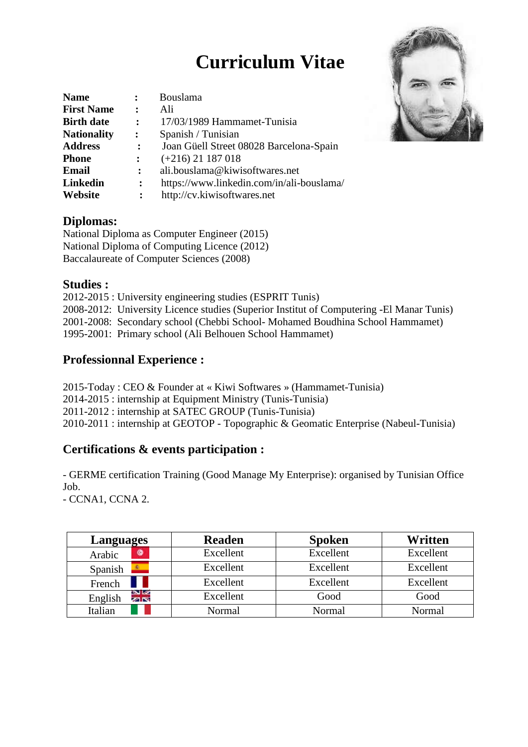# Curriculum Vitae

**Name** : Bouslama
**First Name** : Ali
**Birth date** : 17/03/1989 Hammamet-Tunisia
**Nationality** : Spanish / Tunisian
**Address** : Joan Güell Street 08028 Barcelona-Spain
**Phone** : (+216) 21 187 018
**Email** : ali.bouslama@kiwisoftwares.net
**Linkedin** : https://www.linkedin.com/in/ali-bouslama/
**Website** : http://cv.kiwisoftwares.net

## Diplomas:

National Diploma as Computer Engineer (2015)
National Diploma of Computing Licence (2012)
Baccalaureate of Computer Sciences (2008)

## Studies :

2012-2015 : University engineering studies (ESPRIT Tunis)
2008-2012: University Licence studies (Superior Institut of Computering -El Manar Tunis)
2001-2008: Secondary school (Chebbi School- Mohamed Boudhina School Hammamet)
1995-2001: Primary school (Ali Belhouen School Hammamet)

## Professionnal Experience :

2015-Today : CEO & Founder at « Kiwi Softwares » (Hammamet-Tunisia)
2014-2015 : internship at Equipment Ministry (Tunis-Tunisia)
2011-2012 : internship at SATEC GROUP (Tunis-Tunisia)
2010-2011 : internship at GEOTOP - Topographic & Geomatic Enterprise (Nabeul-Tunisia)

## Certifications & events participation :

- GERME certification Training (Good Manage My Enterprise): organised by Tunisian Office Job.
- CCNA1, CCNA 2.

| Languages | Readen | Spoken | Written |
|---|---|---|---|
| Arabic | Excellent | Excellent | Excellent |
| Spanish | Excellent | Excellent | Excellent |
| French | Excellent | Excellent | Excellent |
| English | Excellent | Good | Good |
| Italian | Normal | Normal | Normal |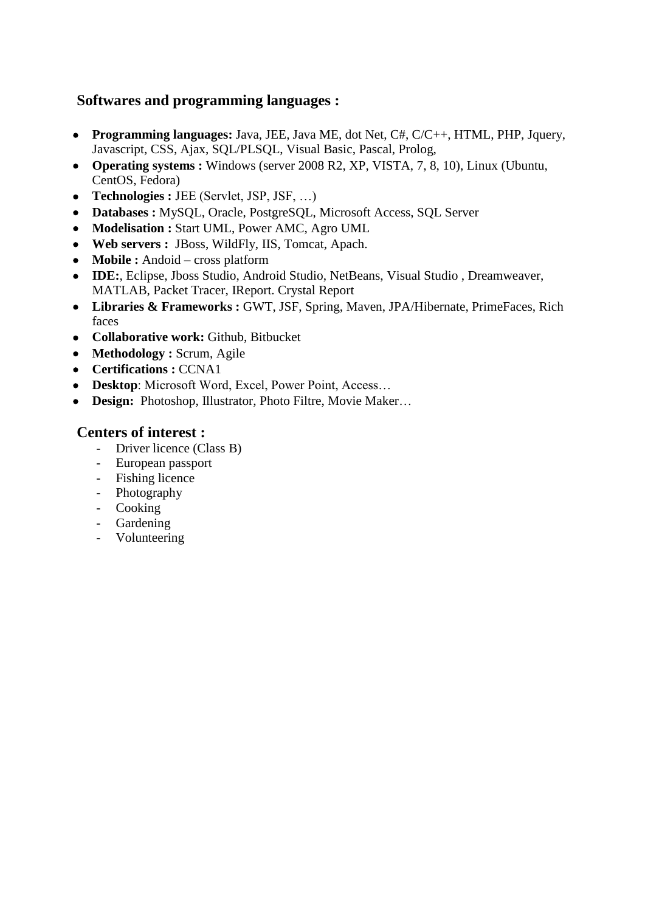## Softwares and programming languages :

- **Programming languages:** Java, JEE, Java ME, dot Net, C#, C/C++, HTML, PHP, Jquery, Javascript, CSS, Ajax, SQL/PLSQL, Visual Basic, Pascal, Prolog,
- **Operating systems :** Windows (server 2008 R2, XP, VISTA, 7, 8, 10), Linux (Ubuntu, CentOS, Fedora)
- **Technologies :** JEE (Servlet, JSP, JSF, …)
- **Databases :** MySQL, Oracle, PostgreSQL, Microsoft Access, SQL Server
- **Modelisation :** Start UML, Power AMC, Agro UML
- **Web servers :** JBoss, WildFly, IIS, Tomcat, Apach.
- **Mobile :** Andoid – cross platform
- **IDE:**, Eclipse, Jboss Studio, Android Studio, NetBeans, Visual Studio , Dreamweaver, MATLAB, Packet Tracer, IReport. Crystal Report
- **Libraries & Frameworks :** GWT, JSF, Spring, Maven, JPA/Hibernate, PrimeFaces, Rich faces
- **Collaborative work:** Github, Bitbucket
- **Methodology :** Scrum, Agile
- **Certifications :** CCNA1
- **Desktop**: Microsoft Word, Excel, Power Point, Access…
- **Design:** Photoshop, Illustrator, Photo Filtre, Movie Maker…

## Centers of interest :

- Driver licence (Class B)
- European passport
- Fishing licence
- Photography
- Cooking
- Gardening
- Volunteering